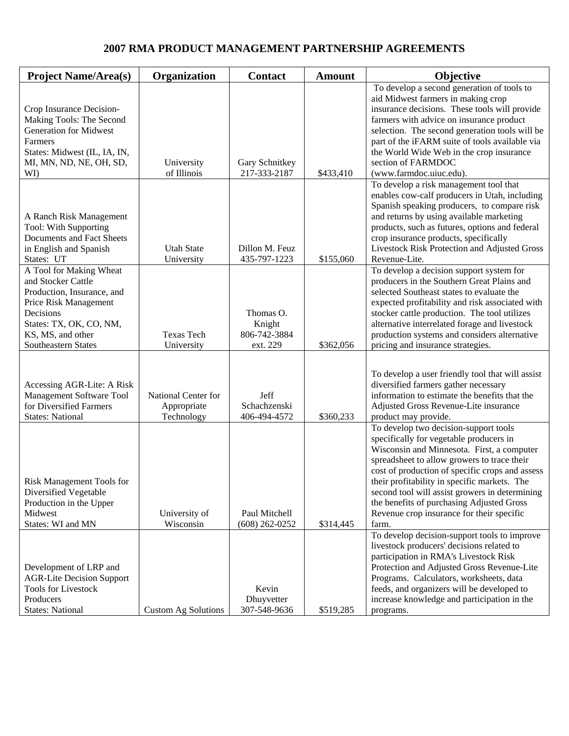# 2007 RMA PRODUCT MANAGEMENT PARTNERSHIP AGREEMENTS

| Project Name/Area(s) | Organization | Contact | Amount | Objective |
|---|---|---|---|---|
| Crop Insurance Decision-Making Tools: The Second Generation for Midwest Farmers<br>States: Midwest (IL, IA, IN, MI, MN, ND, NE, OH, SD, WI) | University of Illinois | Gary Schnitkey<br>217-333-2187 | $433,410 | To develop a second generation of tools to aid Midwest farmers in making crop insurance decisions. These tools will provide farmers with advice on insurance product selection. The second generation tools will be part of the iFARM suite of tools available via the World Wide Web in the crop insurance section of FARMDOC (www.farmdoc.uiuc.edu). |
| A Ranch Risk Management Tool: With Supporting Documents and Fact Sheets in English and Spanish<br>States: UT | Utah State University | Dillon M. Feuz<br>435-797-1223 | $155,060 | To develop a risk management tool that enables cow-calf producers in Utah, including Spanish speaking producers, to compare risk and returns by using available marketing products, such as futures, options and federal crop insurance products, specifically Livestock Risk Protection and Adjusted Gross Revenue-Lite. |
| A Tool for Making Wheat and Stocker Cattle Production, Insurance, and Price Risk Management Decisions<br>States: TX, OK, CO, NM, KS, MS, and other Southeastern States | Texas Tech University | Thomas O. Knight<br>806-742-3884 ext. 229 | $362,056 | To develop a decision support system for producers in the Southern Great Plains and selected Southeast states to evaluate the expected profitability and risk associated with stocker cattle production. The tool utilizes alternative interrelated forage and livestock production systems and considers alternative pricing and insurance strategies. |
| Accessing AGR-Lite: A Risk Management Software Tool for Diversified Farmers<br>States: National | National Center for Appropriate Technology | Jeff Schachzenski<br>406-494-4572 | $360,233 | To develop a user friendly tool that will assist diversified farmers gather necessary information to estimate the benefits that the Adjusted Gross Revenue-Lite insurance product may provide. |
| Risk Management Tools for Diversified Vegetable Production in the Upper Midwest<br>States: WI and MN | University of Wisconsin | Paul Mitchell<br>(608) 262-0252 | $314,445 | To develop two decision-support tools specifically for vegetable producers in Wisconsin and Minnesota. First, a computer spreadsheet to allow growers to trace their cost of production of specific crops and assess their profitability in specific markets. The second tool will assist growers in determining the benefits of purchasing Adjusted Gross Revenue crop insurance for their specific farm. |
| Development of LRP and AGR-Lite Decision Support Tools for Livestock Producers<br>States: National | Custom Ag Solutions | Kevin Dhuyvetter<br>307-548-9636 | $519,285 | To develop decision-support tools to improve livestock producers' decisions related to participation in RMA's Livestock Risk Protection and Adjusted Gross Revenue-Lite Programs. Calculators, worksheets, data feeds, and organizers will be developed to increase knowledge and participation in the programs. |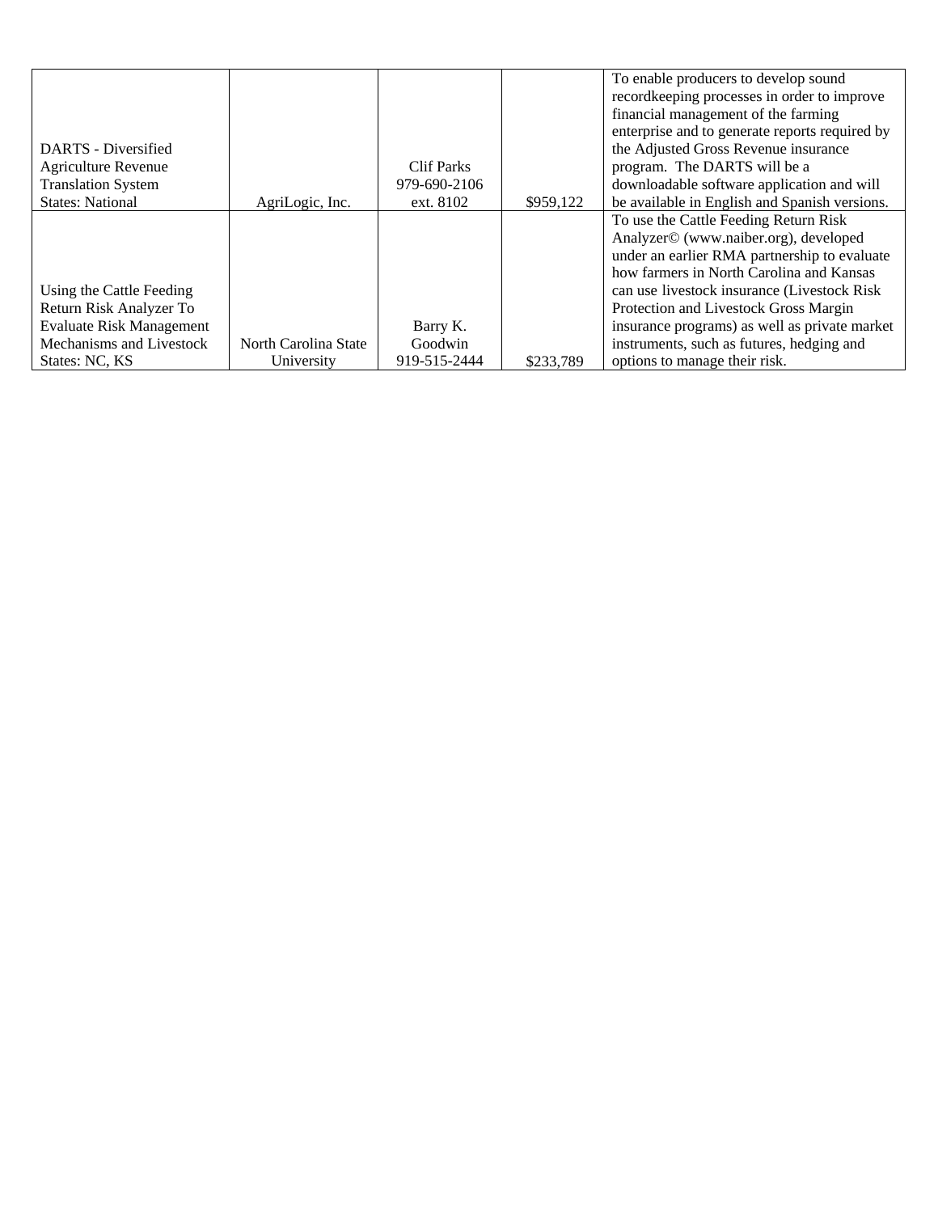| | | | | |
|---|---|---|---|---|
| DARTS - Diversified Agriculture Revenue Translation System States: National | AgriLogic, Inc. | Clif Parks 979-690-2106 ext. 8102 | $959,122 | To enable producers to develop sound recordkeeping processes in order to improve financial management of the farming enterprise and to generate reports required by the Adjusted Gross Revenue insurance program. The DARTS will be a downloadable software application and will be available in English and Spanish versions. |
| Using the Cattle Feeding Return Risk Analyzer To Evaluate Risk Management Mechanisms and Livestock States: NC, KS | North Carolina State University | Barry K. Goodwin 919-515-2444 | $233,789 | To use the Cattle Feeding Return Risk Analyzer© (www.naiber.org), developed under an earlier RMA partnership to evaluate how farmers in North Carolina and Kansas can use livestock insurance (Livestock Risk Protection and Livestock Gross Margin insurance programs) as well as private market instruments, such as futures, hedging and options to manage their risk. |